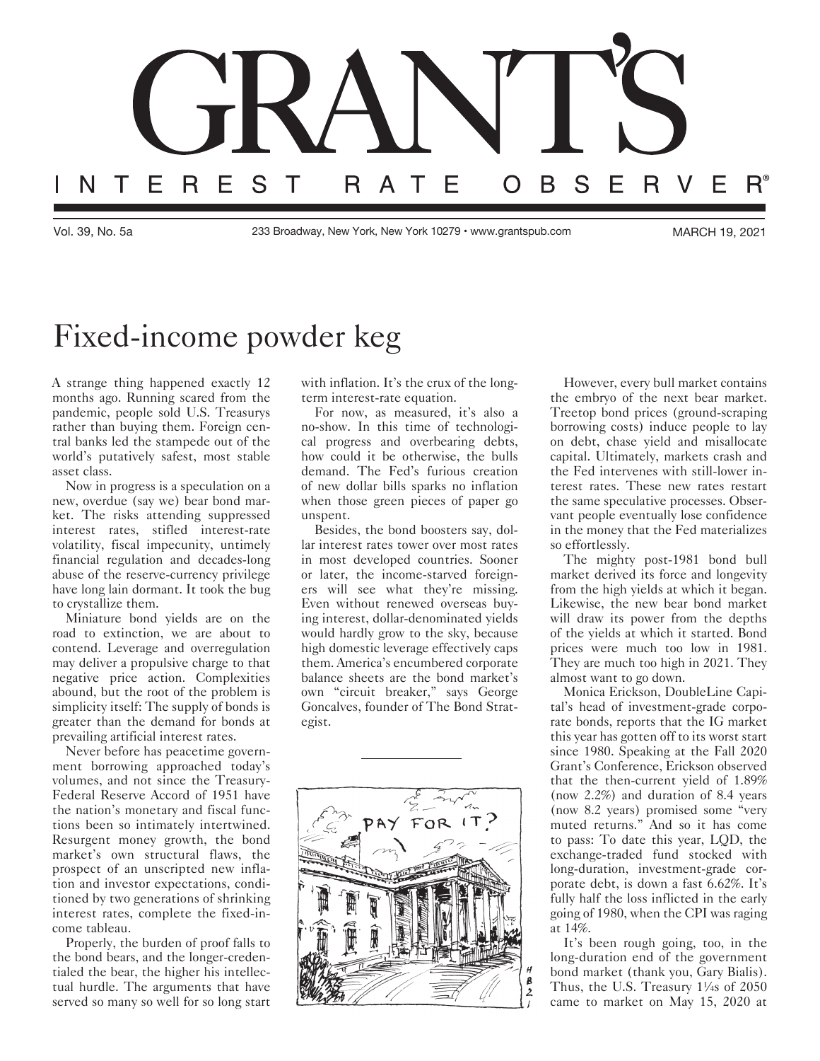# GRANT'S

## INTEREST RATE OBSERVER®

Vol. 39, No. 5a — 233 Broadway, New York, New York 10279 • www.grantspub.com — MARCH 19, 2021

# Fixed-income powder keg

A strange thing happened exactly 12 months ago. Running scared from the pandemic, people sold U.S. Treasurys rather than buying them. Foreign central banks led the stampede out of the world's putatively safest, most stable asset class.

Now in progress is a speculation on a new, overdue (say we) bear bond market. The risks attending suppressed interest rates, stifled interest-rate volatility, fiscal impecunity, untimely financial regulation and decades-long abuse of the reserve-currency privilege have long lain dormant. It took the bug to crystallize them.

Miniature bond yields are on the road to extinction, we are about to contend. Leverage and overregulation may deliver a propulsive charge to that negative price action. Complexities abound, but the root of the problem is simplicity itself: The supply of bonds is greater than the demand for bonds at prevailing artificial interest rates.

Never before has peacetime government borrowing approached today's volumes, and not since the Treasury-Federal Reserve Accord of 1951 have the nation's monetary and fiscal functions been so intimately intertwined. Resurgent money growth, the bond market's own structural flaws, the prospect of an unscripted new inflation and investor expectations, conditioned by two generations of shrinking interest rates, complete the fixed-income tableau.

Properly, the burden of proof falls to the bond bears, and the longer-credentialed the bear, the higher his intellectual hurdle. The arguments that have served so many so well for so long start with inflation. It's the crux of the long-term interest-rate equation.

For now, as measured, it's also a no-show. In this time of technological progress and overbearing debts, how could it be otherwise, the bulls demand. The Fed's furious creation of new dollar bills sparks no inflation when those green pieces of paper go unspent.

Besides, the bond boosters say, dollar interest rates tower over most rates in most developed countries. Sooner or later, the income-starved foreigners will see what they're missing. Even without renewed overseas buying interest, dollar-denominated yields would hardly grow to the sky, because high domestic leverage effectively caps them. America's encumbered corporate balance sheets are the bond market's own "circuit breaker," says George Goncalves, founder of The Bond Strategist.

---

However, every bull market contains the embryo of the next bear market. Treetop bond prices (ground-scraping borrowing costs) induce people to lay on debt, chase yield and misallocate capital. Ultimately, markets crash and the Fed intervenes with still-lower interest rates. These new rates restart the same speculative processes. Observant people eventually lose confidence in the money that the Fed materializes so effortlessly.

The mighty post-1981 bond bull market derived its force and longevity from the high yields at which it began. Likewise, the new bear bond market will draw its power from the depths of the yields at which it started. Bond prices were much too low in 1981. They are much too high in 2021. They almost want to go down.

Monica Erickson, DoubleLine Capital's head of investment-grade corporate bonds, reports that the IG market this year has gotten off to its worst start since 1980. Speaking at the Fall 2020 Grant's Conference, Erickson observed that the then-current yield of 1.89% (now 2.2%) and duration of 8.4 years (now 8.2 years) promised some "very muted returns." And so it has come to pass: To date this year, LQD, the exchange-traded fund stocked with long-duration, investment-grade corporate debt, is down a fast 6.62%. It's fully half the loss inflicted in the early going of 1980, when the CPI was raging at 14%.

It's been rough going, too, in the long-duration end of the government bond market (thank you, Gary Bialis). Thus, the U.S. Treasury 1¼s of 2050 came to market on May 15, 2020 at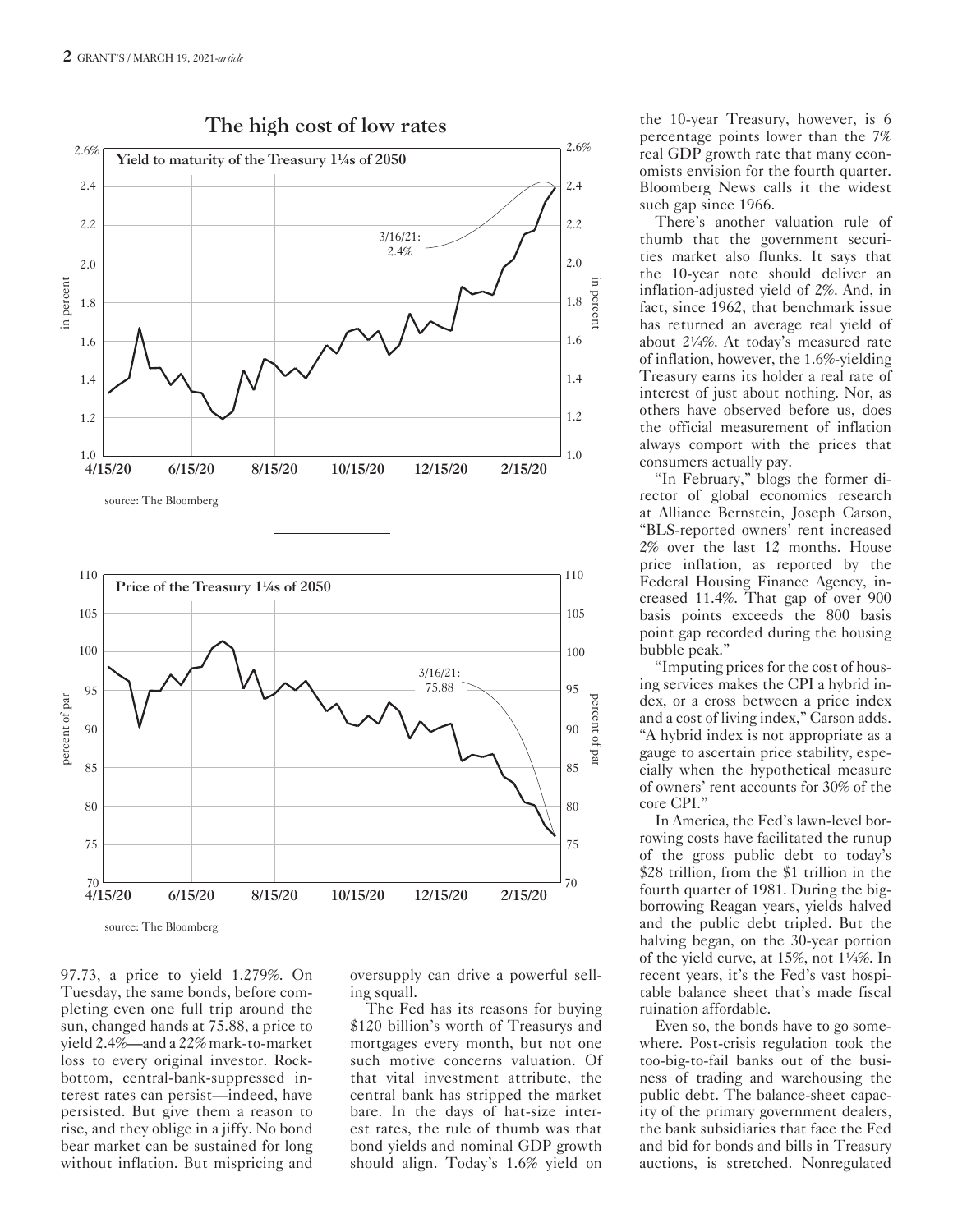## The high cost of low rates

**Yield to maturity of the Treasury 1¼s of 2050**

3/16/21: 2.4%

source: The Bloomberg

**Price of the Treasury 1¼s of 2050**

3/16/21: 75.88

source: The Bloomberg

97.73, a price to yield 1.279%. On Tuesday, the same bonds, before completing even one full trip around the sun, changed hands at 75.88, a price to yield 2.4%—and a 22% mark-to-market loss to every original investor. Rock-bottom, central-bank-suppressed interest rates can persist—indeed, have persisted. But give them a reason to rise, and they oblige in a jiffy. No bond bear market can be sustained for long without inflation. But mispricing and oversupply can drive a powerful selling squall.

The Fed has its reasons for buying $120 billion's worth of Treasurys and mortgages every month, but not one such motive concerns valuation. Of that vital investment attribute, the central bank has stripped the market bare. In the days of hat-size interest rates, the rule of thumb was that bond yields and nominal GDP growth should align. Today's 1.6% yield on the 10-year Treasury, however, is 6 percentage points lower than the 7% real GDP growth rate that many economists envision for the fourth quarter. Bloomberg News calls it the widest such gap since 1966.

There's another valuation rule of thumb that the government securities market also flunks. It says that the 10-year note should deliver an inflation-adjusted yield of 2%. And, in fact, since 1962, that benchmark issue has returned an average real yield of about 2¼%. At today's measured rate of inflation, however, the 1.6%-yielding Treasury earns its holder a real rate of interest of just about nothing. Nor, as others have observed before us, does the official measurement of inflation always comport with the prices that consumers actually pay.

"In February," blogs the former director of global economics research at Alliance Bernstein, Joseph Carson, "BLS-reported owners' rent increased 2% over the last 12 months. House price inflation, as reported by the Federal Housing Finance Agency, increased 11.4%. That gap of over 900 basis points exceeds the 800 basis point gap recorded during the housing bubble peak."

"Imputing prices for the cost of housing services makes the CPI a hybrid index, or a cross between a price index and a cost of living index," Carson adds. "A hybrid index is not appropriate as a gauge to ascertain price stability, especially when the hypothetical measure of owners' rent accounts for 30% of the core CPI."

In America, the Fed's lawn-level borrowing costs have facilitated the runup of the gross public debt to today's $28 trillion, from the $1 trillion in the fourth quarter of 1981. During the big-borrowing Reagan years, yields halved and the public debt tripled. But the halving began, on the 30-year portion of the yield curve, at 15%, not 1¼%. In recent years, it's the Fed's vast hospitable balance sheet that's made fiscal ruination affordable.

Even so, the bonds have to go somewhere. Post-crisis regulation took the too-big-to-fail banks out of the business of trading and warehousing the public debt. The balance-sheet capacity of the primary government dealers, the bank subsidiaries that face the Fed and bid for bonds and bills in Treasury auctions, is stretched. Nonregulated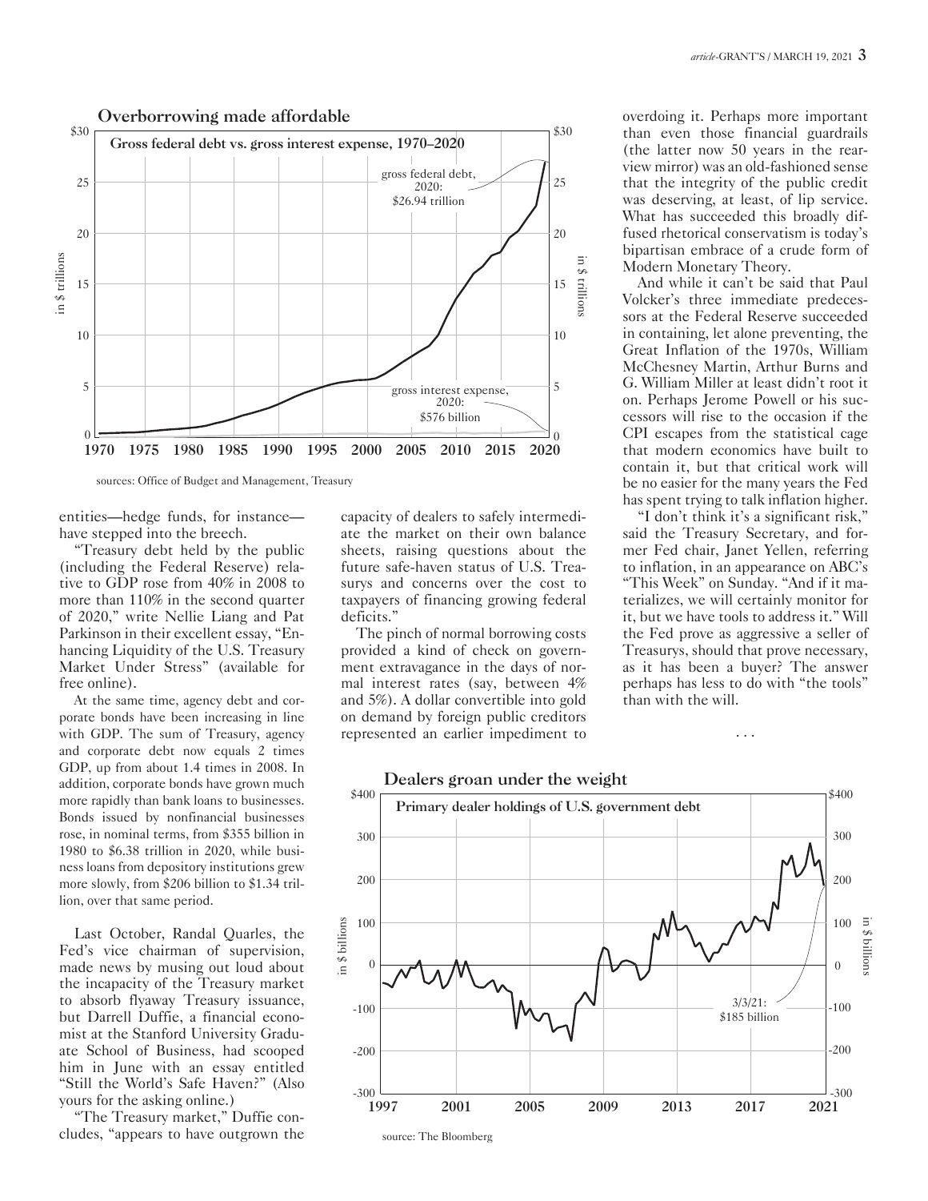**Overborrowing made affordable**

Gross federal debt vs. gross interest expense, 1970–2020

sources: Office of Budget and Management, Treasury

entities—hedge funds, for instance—have stepped into the breech.

"Treasury debt held by the public (including the Federal Reserve) relative to GDP rose from 40% in 2008 to more than 110% in the second quarter of 2020," write Nellie Liang and Pat Parkinson in their excellent essay, "Enhancing Liquidity of the U.S. Treasury Market Under Stress" (available for free online).

At the same time, agency debt and corporate bonds have been increasing in line with GDP. The sum of Treasury, agency and corporate debt now equals 2 times GDP, up from about 1.4 times in 2008. In addition, corporate bonds have grown much more rapidly than bank loans to businesses. Bonds issued by nonfinancial businesses rose, in nominal terms, from $355 billion in 1980 to $6.38 trillion in 2020, while business loans from depository institutions grew more slowly, from $206 billion to $1.34 trillion, over that same period.

Last October, Randal Quarles, the Fed's vice chairman of supervision, made news by musing out loud about the incapacity of the Treasury market to absorb flyaway Treasury issuance, but Darrell Duffie, a financial economist at the Stanford University Graduate School of Business, had scooped him in June with an essay entitled "Still the World's Safe Haven?" (Also yours for the asking online.)

"The Treasury market," Duffie concludes, "appears to have outgrown the capacity of dealers to safely intermediate the market on their own balance sheets, raising questions about the future safe-haven status of U.S. Treasurys and concerns over the cost to taxpayers of financing growing federal deficits."

The pinch of normal borrowing costs provided a kind of check on government extravagance in the days of normal interest rates (say, between 4% and 5%). A dollar convertible into gold on demand by foreign public creditors represented an earlier impediment to overdoing it. Perhaps more important than even those financial guardrails (the latter now 50 years in the rearview mirror) was an old-fashioned sense that the integrity of the public credit was deserving, at least, of lip service. What has succeeded this broadly diffused rhetorical conservatism is today's bipartisan embrace of a crude form of Modern Monetary Theory.

And while it can't be said that Paul Volcker's three immediate predecessors at the Federal Reserve succeeded in containing, let alone preventing, the Great Inflation of the 1970s, William McChesney Martin, Arthur Burns and G. William Miller at least didn't root it on. Perhaps Jerome Powell or his successors will rise to the occasion if the CPI escapes from the statistical cage that modern economics have built to contain it, but that critical work will be no easier for the many years the Fed has spent trying to talk inflation higher.

"I don't think it's a significant risk," said the Treasury Secretary, and former Fed chair, Janet Yellen, referring to inflation, in an appearance on ABC's "This Week" on Sunday. "And if it materializes, we will certainly monitor for it, but we have tools to address it." Will the Fed prove as aggressive a seller of Treasurys, should that prove necessary, as it has been a buyer? The answer perhaps has less to do with "the tools" than with the will.

• • •

**Dealers groan under the weight**

Primary dealer holdings of U.S. government debt

source: The Bloomberg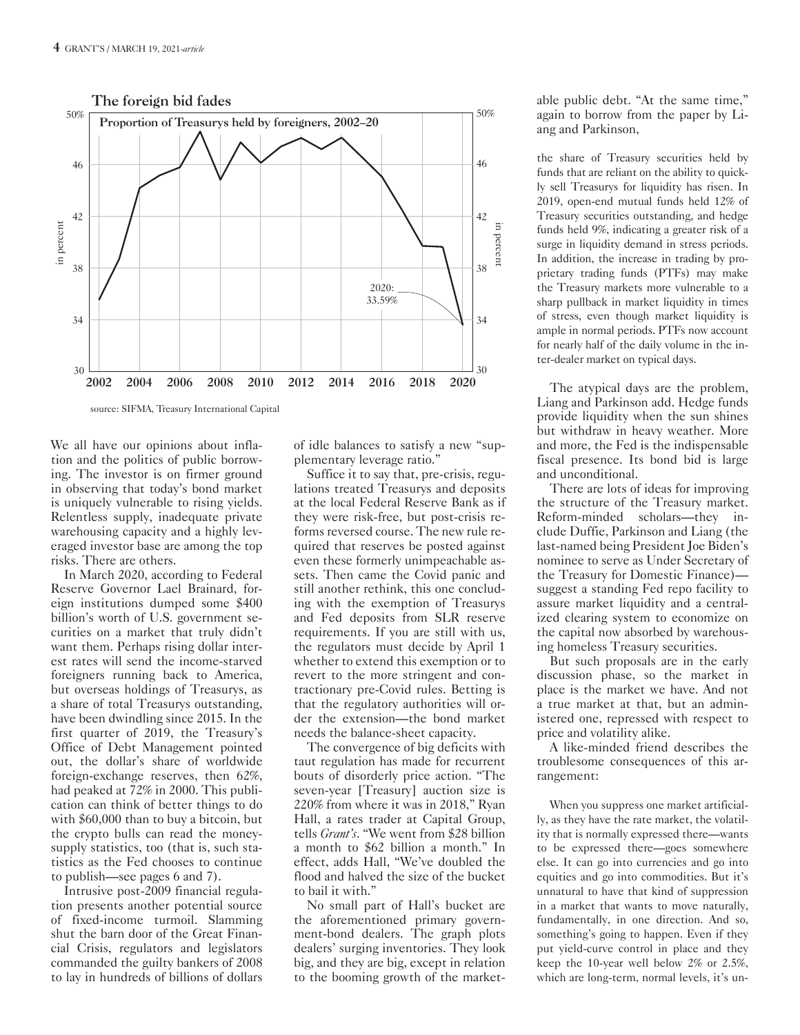**The foreign bid fades**

Proportion of Treasurys held by foreigners, 2002–20

2020: 33.59%

source: SIFMA, Treasury International Capital

We all have our opinions about inflation and the politics of public borrowing. The investor is on firmer ground in observing that today's bond market is uniquely vulnerable to rising yields. Relentless supply, inadequate private warehousing capacity and a highly leveraged investor base are among the top risks. There are others.

In March 2020, according to Federal Reserve Governor Lael Brainard, foreign institutions dumped some $400 billion's worth of U.S. government securities on a market that truly didn't want them. Perhaps rising dollar interest rates will send the income-starved foreigners running back to America, but overseas holdings of Treasurys, as a share of total Treasurys outstanding, have been dwindling since 2015. In the first quarter of 2019, the Treasury's Office of Debt Management pointed out, the dollar's share of worldwide foreign-exchange reserves, then 62%, had peaked at 72% in 2000. This publication can think of better things to do with $60,000 than to buy a bitcoin, but the crypto bulls can read the money-supply statistics, too (that is, such statistics as the Fed chooses to continue to publish—see pages 6 and 7).

Intrusive post-2009 financial regulation presents another potential source of fixed-income turmoil. Slamming shut the barn door of the Great Financial Crisis, regulators and legislators commanded the guilty bankers of 2008 to lay in hundreds of billions of dollars of idle balances to satisfy a new "supplementary leverage ratio."

Suffice it to say that, pre-crisis, regulations treated Treasurys and deposits at the local Federal Reserve Bank as if they were risk-free, but post-crisis reforms reversed course. The new rule required that reserves be posted against even these formerly unimpeachable assets. Then came the Covid panic and still another rethink, this one concluding with the exemption of Treasurys and Fed deposits from SLR reserve requirements. If you are still with us, the regulators must decide by April 1 whether to extend this exemption or to revert to the more stringent and contractionary pre-Covid rules. Betting is that the regulatory authorities will order the extension—the bond market needs the balance-sheet capacity.

The convergence of big deficits with taut regulation has made for recurrent bouts of disorderly price action. "The seven-year [Treasury] auction size is 220% from where it was in 2018," Ryan Hall, a rates trader at Capital Group, tells *Grant's*. "We went from $28 billion a month to $62 billion a month." In effect, adds Hall, "We've doubled the flood and halved the size of the bucket to bail it with."

No small part of Hall's bucket are the aforementioned primary government-bond dealers. The graph plots dealers' surging inventories. They look big, and they are big, except in relation to the booming growth of the marketable public debt. "At the same time," again to borrow from the paper by Liang and Parkinson,

> the share of Treasury securities held by funds that are reliant on the ability to quickly sell Treasurys for liquidity has risen. In 2019, open-end mutual funds held 12% of Treasury securities outstanding, and hedge funds held 9%, indicating a greater risk of a surge in liquidity demand in stress periods. In addition, the increase in trading by proprietary trading funds (PTFs) may make the Treasury markets more vulnerable to a sharp pullback in market liquidity in times of stress, even though market liquidity is ample in normal periods. PTFs now account for nearly half of the daily volume in the inter-dealer market on typical days.

The atypical days are the problem, Liang and Parkinson add. Hedge funds provide liquidity when the sun shines but withdraw in heavy weather. More and more, the Fed is the indispensable fiscal presence. Its bond bid is large and unconditional.

There are lots of ideas for improving the structure of the Treasury market. Reform-minded scholars—they include Duffie, Parkinson and Liang (the last-named being President Joe Biden's nominee to serve as Under Secretary of the Treasury for Domestic Finance)—suggest a standing Fed repo facility to assure market liquidity and a centralized clearing system to economize on the capital now absorbed by warehousing homeless Treasury securities.

But such proposals are in the early discussion phase, so the market in place is the market we have. And not a true market at that, but an administered one, repressed with respect to price and volatility alike.

A like-minded friend describes the troublesome consequences of this arrangement:

> When you suppress one market artificially, as they have the rate market, the volatility that is normally expressed there—wants to be expressed there—goes somewhere else. It can go into currencies and go into equities and go into commodities. But it's unnatural to have that kind of suppression in a market that wants to move naturally, fundamentally, in one direction. And so, something's going to happen. Even if they put yield-curve control in place and they keep the 10-year well below 2% or 2.5%, which are long-term, normal levels, it's un-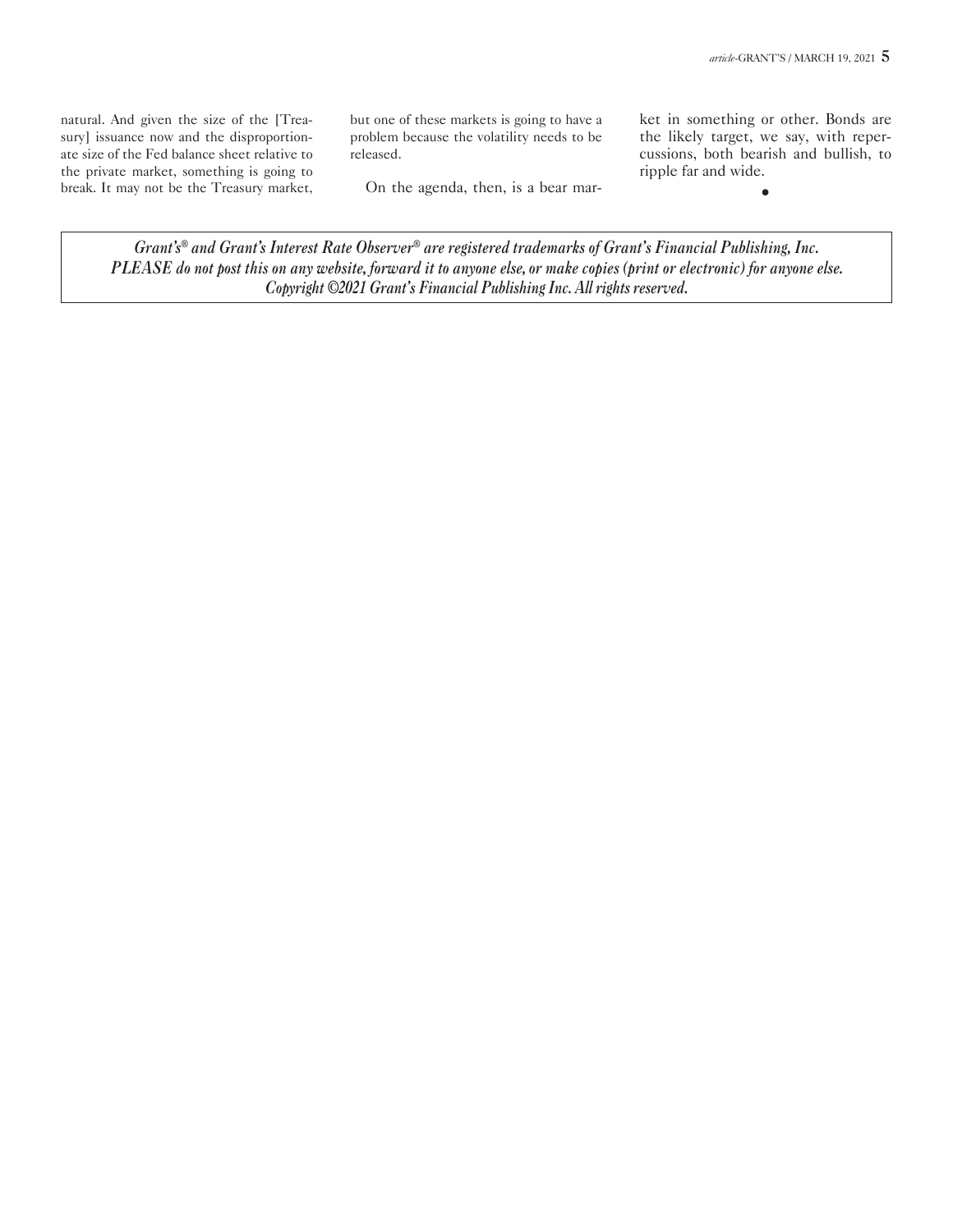natural. And given the size of the [Treasury] issuance now and the disproportionate size of the Fed balance sheet relative to the private market, something is going to break. It may not be the Treasury market, but one of these markets is going to have a problem because the volatility needs to be released.

On the agenda, then, is a bear market in something or other. Bonds are the likely target, we say, with repercussions, both bearish and bullish, to ripple far and wide.

•

*Grant's® and Grant's Interest Rate Observer® are registered trademarks of Grant's Financial Publishing, Inc.*
*PLEASE do not post this on any website, forward it to anyone else, or make copies (print or electronic) for anyone else.*
*Copyright ©2021 Grant's Financial Publishing Inc. All rights reserved.*